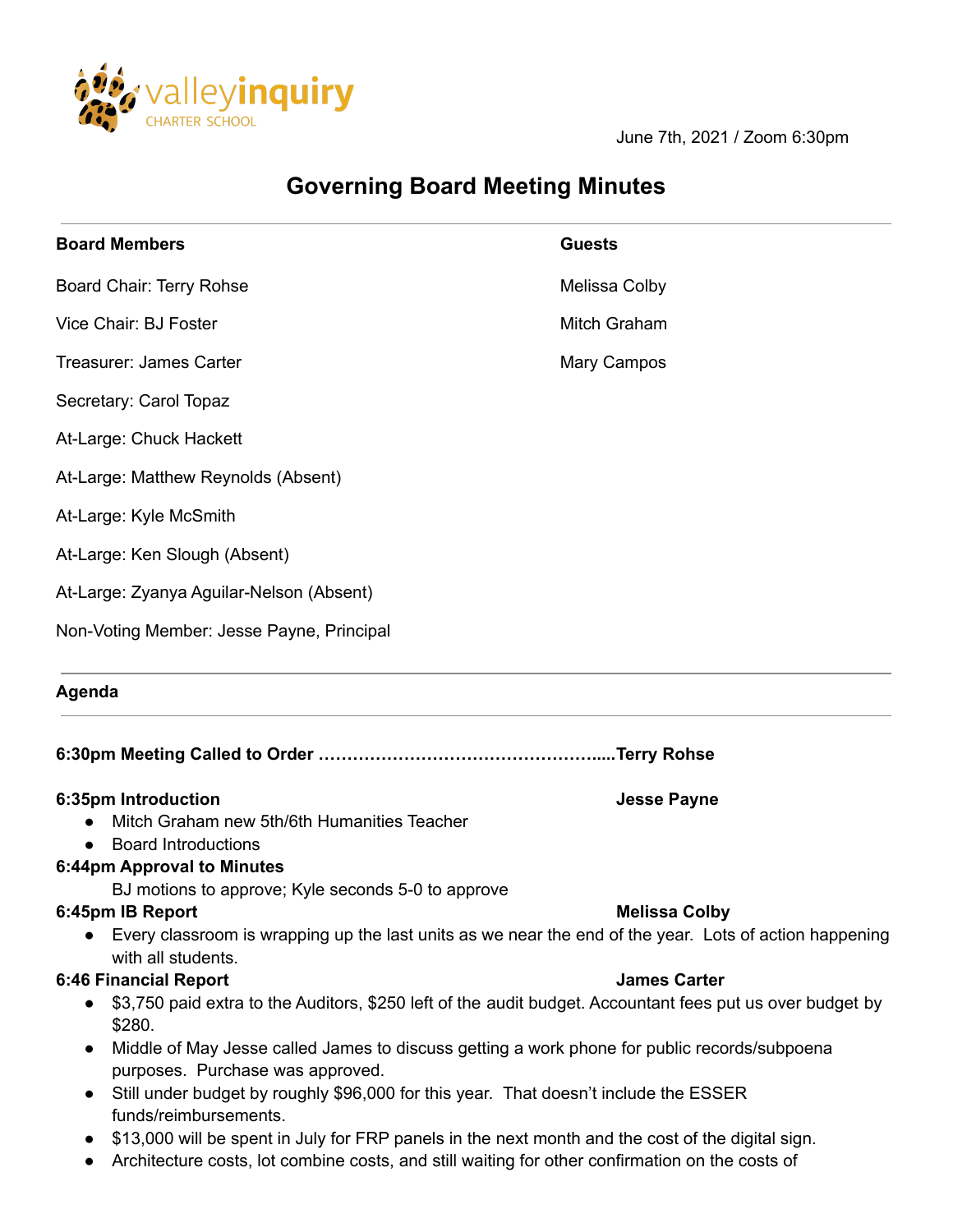valleyinquiry CHARTER SCHOOL

June 7th, 2021 / Zoom 6:30pm

# Governing Board Meeting Minutes

**Board Members**

Board Chair: Terry Rohse

Vice Chair: BJ Foster

Treasurer: James Carter

Secretary: Carol Topaz

At-Large: Chuck Hackett

At-Large: Matthew Reynolds (Absent)

At-Large: Kyle McSmith

At-Large: Ken Slough (Absent)

At-Large: Zyanya Aguilar-Nelson (Absent)

Non-Voting Member: Jesse Payne, Principal

**Guests**

Melissa Colby

Mitch Graham

Mary Campos

## Agenda

**6:30pm Meeting Called to Order .....................................................Terry Rohse**

**6:35pm Introduction** **Jesse Payne**

- Mitch Graham new 5th/6th Humanities Teacher
- Board Introductions

**6:44pm Approval to Minutes**

BJ motions to approve; Kyle seconds 5-0 to approve

**6:45pm IB Report** **Melissa Colby**

- Every classroom is wrapping up the last units as we near the end of the year. Lots of action happening with all students.

**6:46 Financial Report** **James Carter**

- $3,750 paid extra to the Auditors, $250 left of the audit budget. Accountant fees put us over budget by $280.
- Middle of May Jesse called James to discuss getting a work phone for public records/subpoena purposes. Purchase was approved.
- Still under budget by roughly $96,000 for this year. That doesn't include the ESSER funds/reimbursements.
- $13,000 will be spent in July for FRP panels in the next month and the cost of the digital sign.
- Architecture costs, lot combine costs, and still waiting for other confirmation on the costs of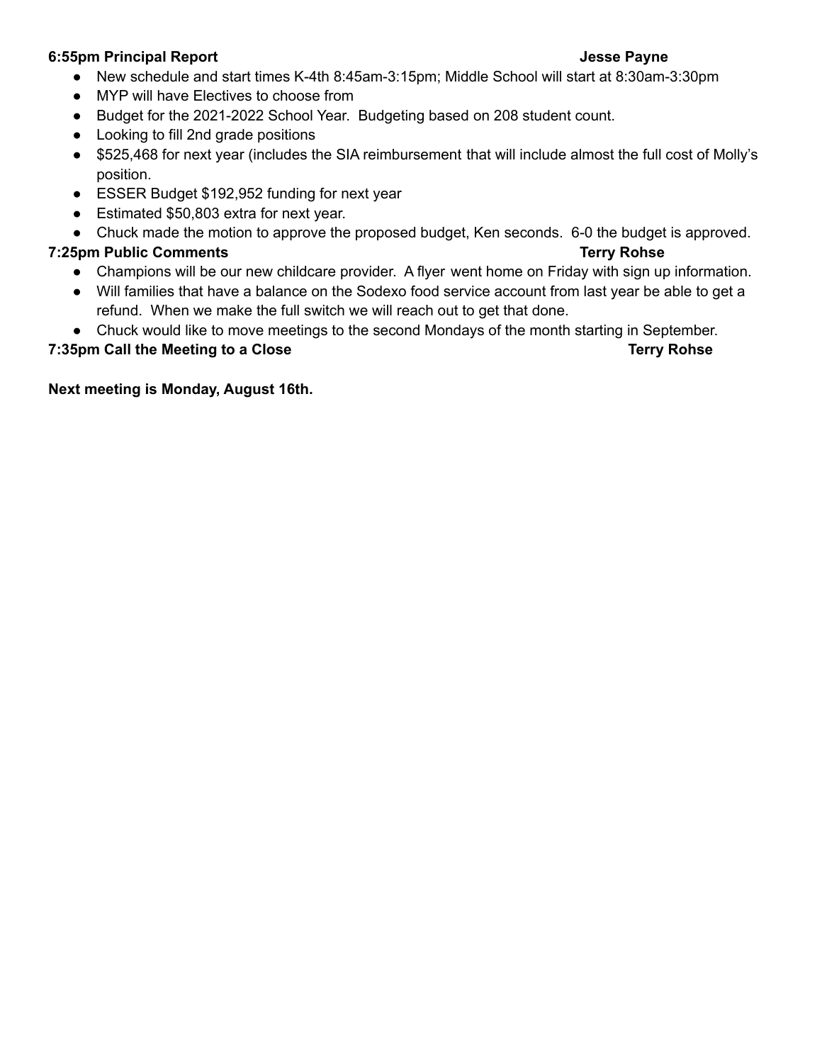**6:55pm Principal Report** **Jesse Payne**

- New schedule and start times K-4th 8:45am-3:15pm; Middle School will start at 8:30am-3:30pm
- MYP will have Electives to choose from
- Budget for the 2021-2022 School Year. Budgeting based on 208 student count.
- Looking to fill 2nd grade positions
- $525,468 for next year (includes the SIA reimbursement that will include almost the full cost of Molly's position.
- ESSER Budget $192,952 funding for next year
- Estimated $50,803 extra for next year.
- Chuck made the motion to approve the proposed budget, Ken seconds. 6-0 the budget is approved.

**7:25pm Public Comments** **Terry Rohse**

- Champions will be our new childcare provider. A flyer went home on Friday with sign up information.
- Will families that have a balance on the Sodexo food service account from last year be able to get a refund. When we make the full switch we will reach out to get that done.
- Chuck would like to move meetings to the second Mondays of the month starting in September.

**7:35pm Call the Meeting to a Close** **Terry Rohse**

**Next meeting is Monday, August 16th.**